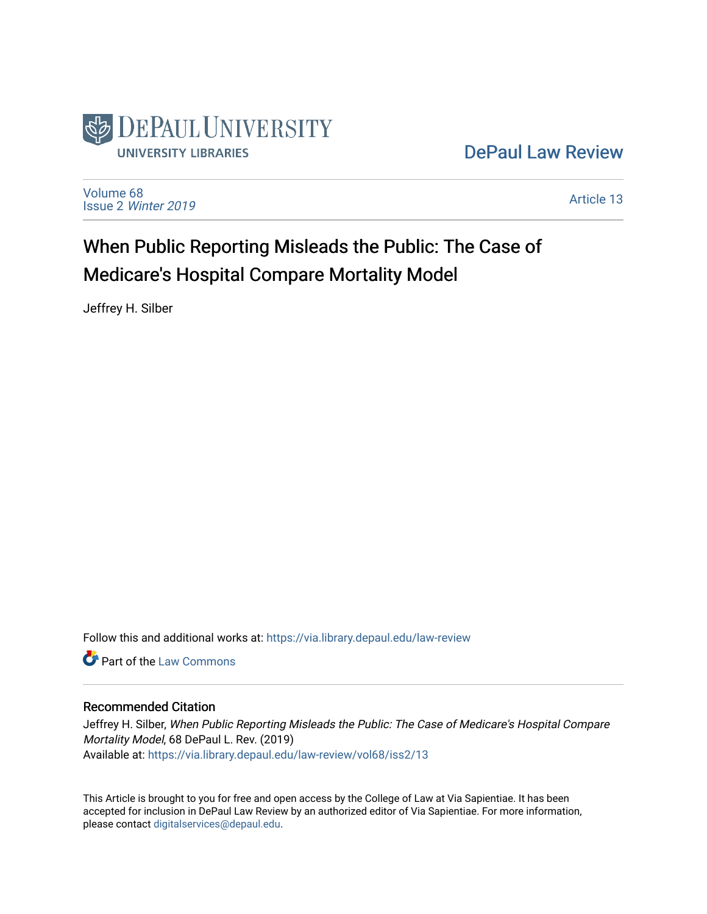DePaul University Libraries

DePaul Law Review

Volume 68
Issue 2 *Winter 2019*

Article 13

# When Public Reporting Misleads the Public: The Case of Medicare's Hospital Compare Mortality Model

Jeffrey H. Silber

Follow this and additional works at: https://via.library.depaul.edu/law-review

Part of the Law Commons

## Recommended Citation

Jeffrey H. Silber, *When Public Reporting Misleads the Public: The Case of Medicare's Hospital Compare Mortality Model*, 68 DePaul L. Rev. (2019)
Available at: https://via.library.depaul.edu/law-review/vol68/iss2/13

This Article is brought to you for free and open access by the College of Law at Via Sapientiae. It has been accepted for inclusion in DePaul Law Review by an authorized editor of Via Sapientiae. For more information, please contact digitalservices@depaul.edu.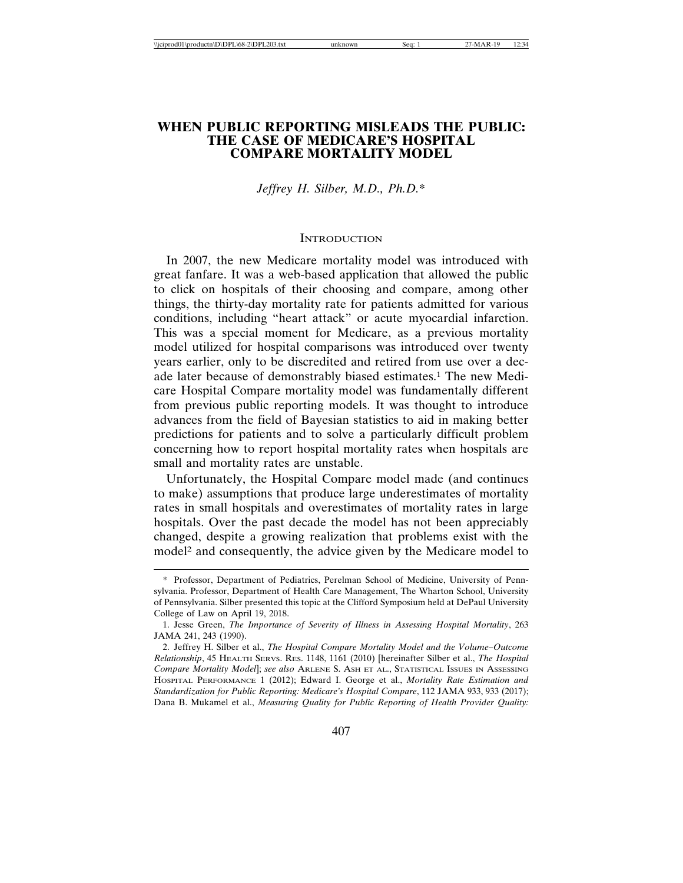# WHEN PUBLIC REPORTING MISLEADS THE PUBLIC: THE CASE OF MEDICARE'S HOSPITAL COMPARE MORTALITY MODEL

*Jeffrey H. Silber, M.D., Ph.D.**

## INTRODUCTION

In 2007, the new Medicare mortality model was introduced with great fanfare. It was a web-based application that allowed the public to click on hospitals of their choosing and compare, among other things, the thirty-day mortality rate for patients admitted for various conditions, including "heart attack" or acute myocardial infarction. This was a special moment for Medicare, as a previous mortality model utilized for hospital comparisons was introduced over twenty years earlier, only to be discredited and retired from use over a decade later because of demonstrably biased estimates.[1] The new Medicare Hospital Compare mortality model was fundamentally different from previous public reporting models. It was thought to introduce advances from the field of Bayesian statistics to aid in making better predictions for patients and to solve a particularly difficult problem concerning how to report hospital mortality rates when hospitals are small and mortality rates are unstable.

Unfortunately, the Hospital Compare model made (and continues to make) assumptions that produce large underestimates of mortality rates in small hospitals and overestimates of mortality rates in large hospitals. Over the past decade the model has not been appreciably changed, despite a growing realization that problems exist with the model[2] and consequently, the advice given by the Medicare model to

---

\* Professor, Department of Pediatrics, Perelman School of Medicine, University of Pennsylvania. Professor, Department of Health Care Management, The Wharton School, University of Pennsylvania. Silber presented this topic at the Clifford Symposium held at DePaul University College of Law on April 19, 2018.

1. Jesse Green, *The Importance of Severity of Illness in Assessing Hospital Mortality*, 263 JAMA 241, 243 (1990).

2. Jeffrey H. Silber et al., *The Hospital Compare Mortality Model and the Volume–Outcome Relationship*, 45 HEALTH SERVS. RES. 1148, 1161 (2010) [hereinafter Silber et al., *The Hospital Compare Mortality Model*]; *see also* ARLENE S. ASH ET AL., STATISTICAL ISSUES IN ASSESSING HOSPITAL PERFORMANCE 1 (2012); Edward I. George et al., *Mortality Rate Estimation and Standardization for Public Reporting: Medicare's Hospital Compare*, 112 JAMA 933, 933 (2017); Dana B. Mukamel et al., *Measuring Quality for Public Reporting of Health Provider Quality:*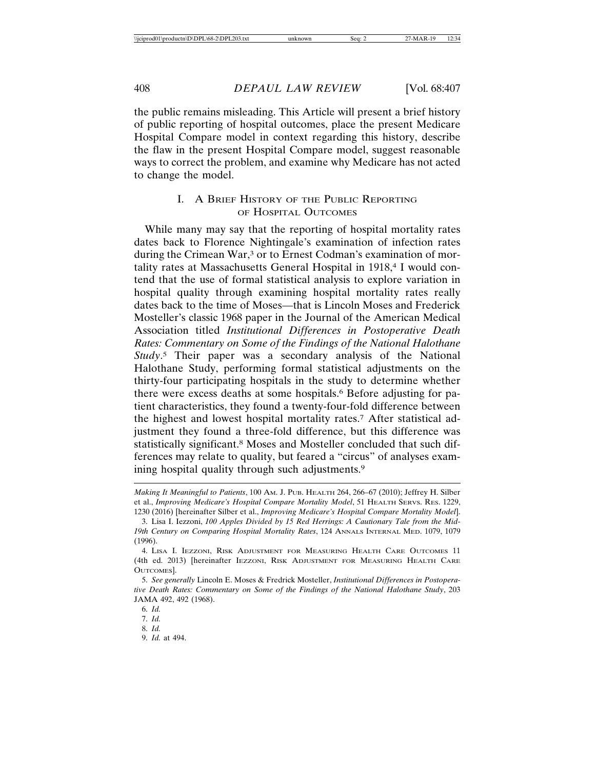the public remains misleading. This Article will present a brief history of public reporting of hospital outcomes, place the present Medicare Hospital Compare model in context regarding this history, describe the flaw in the present Hospital Compare model, suggest reasonable ways to correct the problem, and examine why Medicare has not acted to change the model.

## I. A Brief History of the Public Reporting of Hospital Outcomes

While many may say that the reporting of hospital mortality rates dates back to Florence Nightingale's examination of infection rates during the Crimean War,[3] or to Ernest Codman's examination of mortality rates at Massachusetts General Hospital in 1918,[4] I would contend that the use of formal statistical analysis to explore variation in hospital quality through examining hospital mortality rates really dates back to the time of Moses—that is Lincoln Moses and Frederick Mosteller's classic 1968 paper in the Journal of the American Medical Association titled *Institutional Differences in Postoperative Death Rates: Commentary on Some of the Findings of the National Halothane Study*.[5] Their paper was a secondary analysis of the National Halothane Study, performing formal statistical adjustments on the thirty-four participating hospitals in the study to determine whether there were excess deaths at some hospitals.[6] Before adjusting for patient characteristics, they found a twenty-four-fold difference between the highest and lowest hospital mortality rates.[7] After statistical adjustment they found a three-fold difference, but this difference was statistically significant.[8] Moses and Mosteller concluded that such differences may relate to quality, but feared a "circus" of analyses examining hospital quality through such adjustments.[9]

---

*Making It Meaningful to Patients*, 100 Am. J. Pub. Health 264, 266–67 (2010); Jeffrey H. Silber et al., *Improving Medicare's Hospital Compare Mortality Model*, 51 Health Servs. Res. 1229, 1230 (2016) [hereinafter Silber et al., *Improving Medicare's Hospital Compare Mortality Model*].

3. Lisa I. Iezzoni, *100 Apples Divided by 15 Red Herrings: A Cautionary Tale from the Mid-19th Century on Comparing Hospital Mortality Rates*, 124 Annals Internal Med. 1079, 1079 (1996).

4. Lisa I. Iezzoni, Risk Adjustment for Measuring Health Care Outcomes 11 (4th ed. 2013) [hereinafter Iezzoni, Risk Adjustment for Measuring Health Care Outcomes].

5. *See generally* Lincoln E. Moses & Fredrick Mosteller, *Institutional Differences in Postoperative Death Rates: Commentary on Some of the Findings of the National Halothane Study*, 203 JAMA 492, 492 (1968).

6. *Id.*

7. *Id.*

8. *Id.*

9. *Id.* at 494.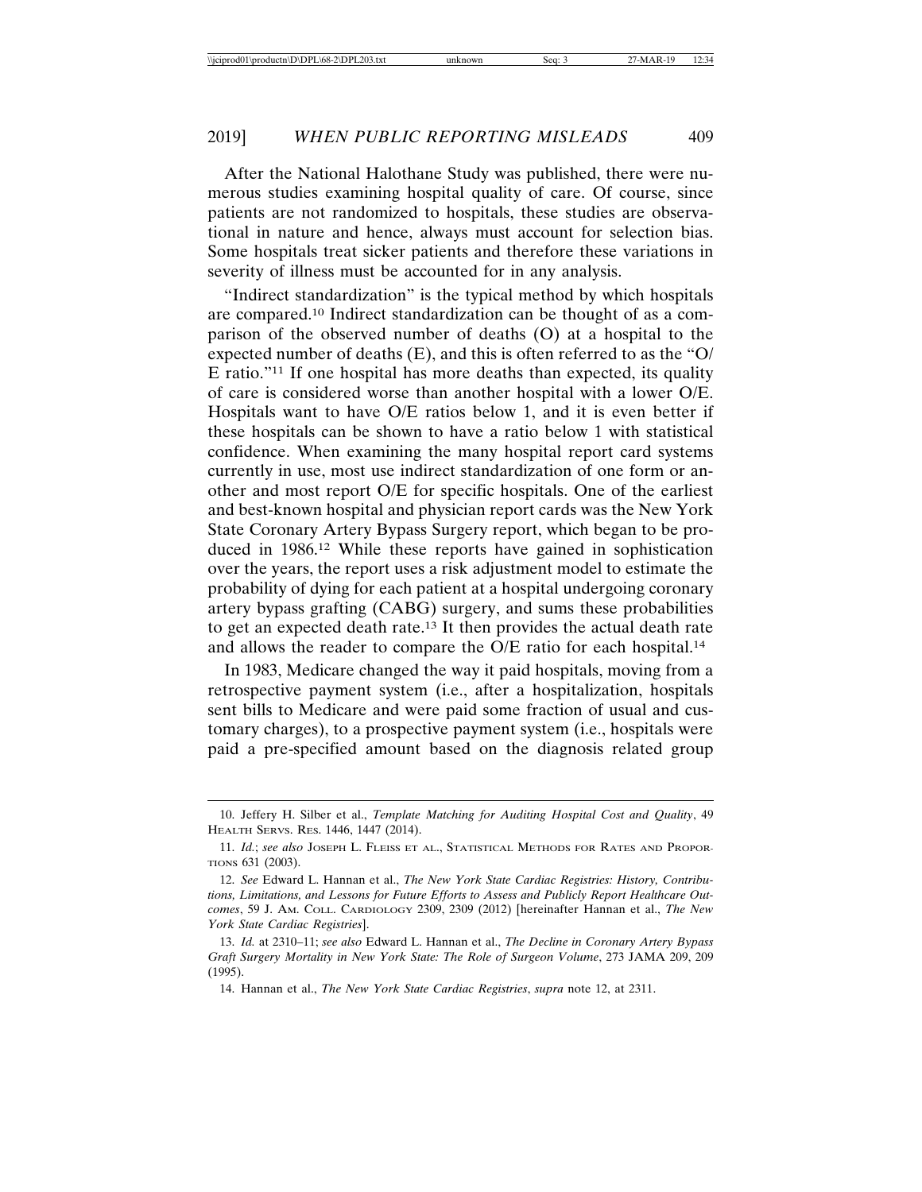After the National Halothane Study was published, there were numerous studies examining hospital quality of care. Of course, since patients are not randomized to hospitals, these studies are observational in nature and hence, always must account for selection bias. Some hospitals treat sicker patients and therefore these variations in severity of illness must be accounted for in any analysis.

"Indirect standardization" is the typical method by which hospitals are compared.[10] Indirect standardization can be thought of as a comparison of the observed number of deaths (O) at a hospital to the expected number of deaths (E), and this is often referred to as the "O/E ratio."[11] If one hospital has more deaths than expected, its quality of care is considered worse than another hospital with a lower O/E. Hospitals want to have O/E ratios below 1, and it is even better if these hospitals can be shown to have a ratio below 1 with statistical confidence. When examining the many hospital report card systems currently in use, most use indirect standardization of one form or another and most report O/E for specific hospitals. One of the earliest and best-known hospital and physician report cards was the New York State Coronary Artery Bypass Surgery report, which began to be produced in 1986.[12] While these reports have gained in sophistication over the years, the report uses a risk adjustment model to estimate the probability of dying for each patient at a hospital undergoing coronary artery bypass grafting (CABG) surgery, and sums these probabilities to get an expected death rate.[13] It then provides the actual death rate and allows the reader to compare the O/E ratio for each hospital.[14]

In 1983, Medicare changed the way it paid hospitals, moving from a retrospective payment system (i.e., after a hospitalization, hospitals sent bills to Medicare and were paid some fraction of usual and customary charges), to a prospective payment system (i.e., hospitals were paid a pre-specified amount based on the diagnosis related group

---

10. Jeffery H. Silber et al., *Template Matching for Auditing Hospital Cost and Quality*, 49 HEALTH SERVS. RES. 1446, 1447 (2014).

11. *Id.*; *see also* JOSEPH L. FLEISS ET AL., STATISTICAL METHODS FOR RATES AND PROPORTIONS 631 (2003).

12. *See* Edward L. Hannan et al., *The New York State Cardiac Registries: History, Contributions, Limitations, and Lessons for Future Efforts to Assess and Publicly Report Healthcare Outcomes*, 59 J. AM. COLL. CARDIOLOGY 2309, 2309 (2012) [hereinafter Hannan et al., *The New York State Cardiac Registries*].

13. *Id.* at 2310–11; *see also* Edward L. Hannan et al., *The Decline in Coronary Artery Bypass Graft Surgery Mortality in New York State: The Role of Surgeon Volume*, 273 JAMA 209, 209 (1995).

14. Hannan et al., *The New York State Cardiac Registries*, *supra* note 12, at 2311.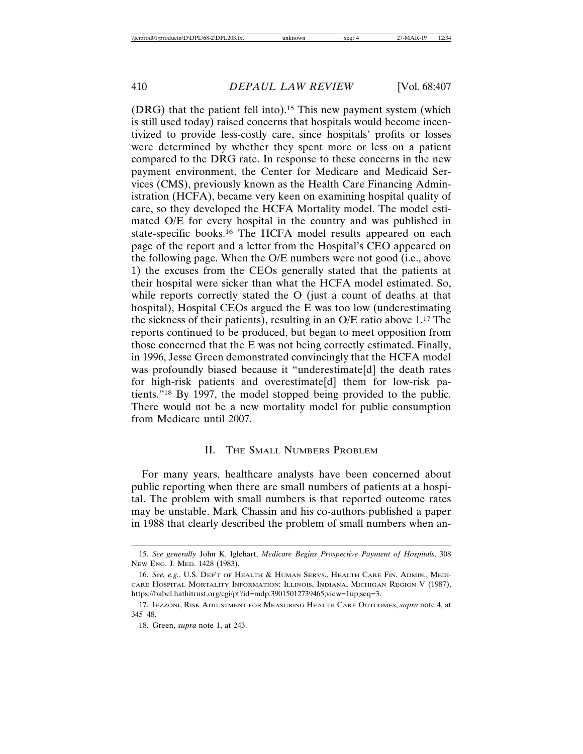(DRG) that the patient fell into).[15] This new payment system (which is still used today) raised concerns that hospitals would become incentivized to provide less-costly care, since hospitals' profits or losses were determined by whether they spent more or less on a patient compared to the DRG rate. In response to these concerns in the new payment environment, the Center for Medicare and Medicaid Services (CMS), previously known as the Health Care Financing Administration (HCFA), became very keen on examining hospital quality of care, so they developed the HCFA Mortality model. The model estimated O/E for every hospital in the country and was published in state-specific books.[16] The HCFA model results appeared on each page of the report and a letter from the Hospital's CEO appeared on the following page. When the O/E numbers were not good (i.e., above 1) the excuses from the CEOs generally stated that the patients at their hospital were sicker than what the HCFA model estimated. So, while reports correctly stated the O (just a count of deaths at that hospital), Hospital CEOs argued the E was too low (underestimating the sickness of their patients), resulting in an O/E ratio above 1.[17] The reports continued to be produced, but began to meet opposition from those concerned that the E was not being correctly estimated. Finally, in 1996, Jesse Green demonstrated convincingly that the HCFA model was profoundly biased because it "underestimate[d] the death rates for high-risk patients and overestimate[d] them for low-risk patients."[18] By 1997, the model stopped being provided to the public. There would not be a new mortality model for public consumption from Medicare until 2007.

## II. The Small Numbers Problem

For many years, healthcare analysts have been concerned about public reporting when there are small numbers of patients at a hospital. The problem with small numbers is that reported outcome rates may be unstable. Mark Chassin and his co-authors published a paper in 1988 that clearly described the problem of small numbers when an-

---

15. *See generally* John K. Iglehart, *Medicare Begins Prospective Payment of Hospitals*, 308 New Eng. J. Med. 1428 (1983).

16. *See, e.g.*, U.S. Dep't of Health & Human Servs., Health Care Fin. Admin., Medicare Hospital Mortality Information: Illinois, Indiana, Michigan Region V (1987), https://babel.hathitrust.org/cgi/pt?id=mdp.39015012739465;view=1up;seq=3.

17. Iezzoni, Risk Adjustment for Measuring Health Care Outcomes, *supra* note 4, at 345–48.

18. Green, *supra* note 1, at 243.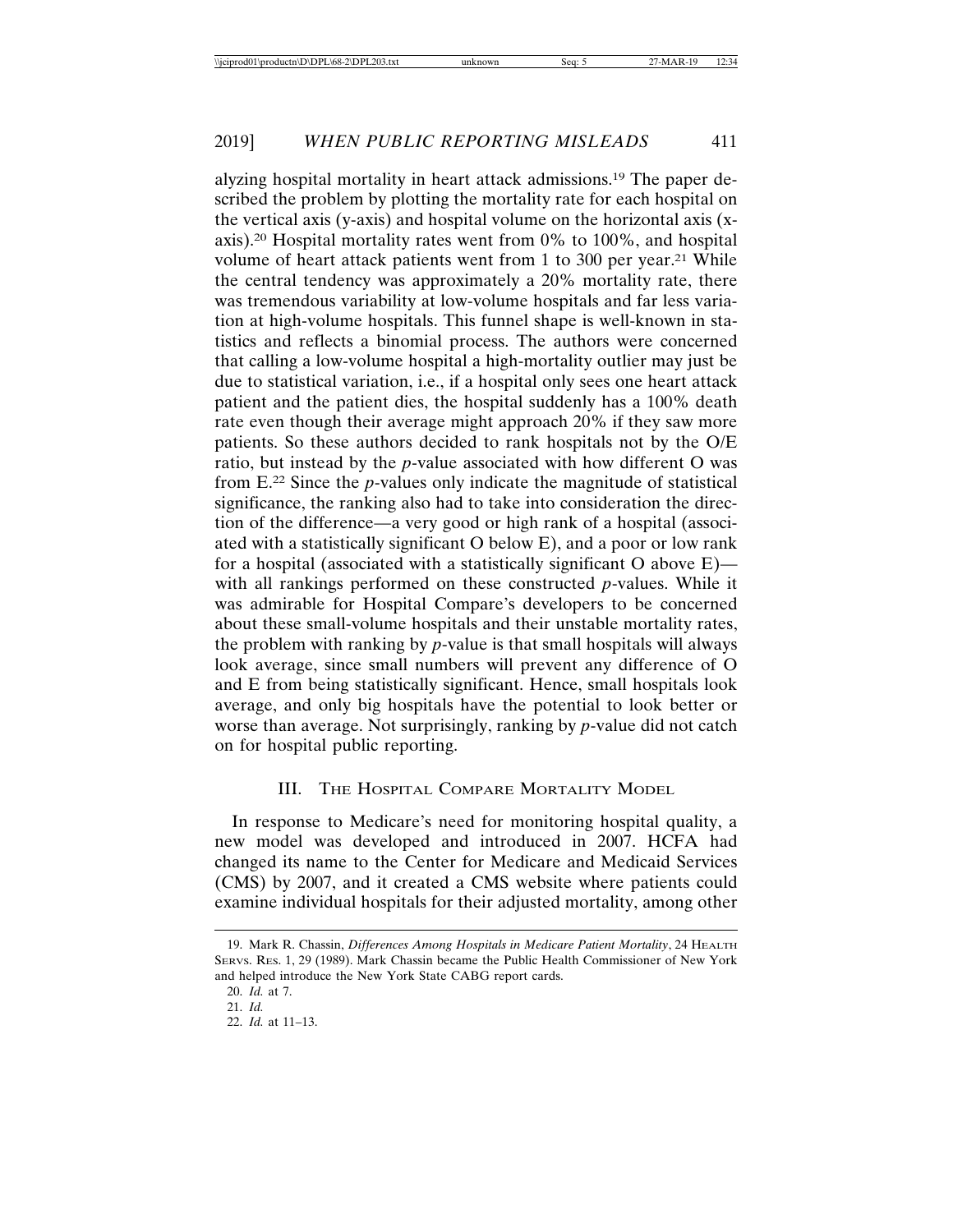alyzing hospital mortality in heart attack admissions.[19] The paper described the problem by plotting the mortality rate for each hospital on the vertical axis (y-axis) and hospital volume on the horizontal axis (x-axis).[20] Hospital mortality rates went from 0% to 100%, and hospital volume of heart attack patients went from 1 to 300 per year.[21] While the central tendency was approximately a 20% mortality rate, there was tremendous variability at low-volume hospitals and far less variation at high-volume hospitals. This funnel shape is well-known in statistics and reflects a binomial process. The authors were concerned that calling a low-volume hospital a high-mortality outlier may just be due to statistical variation, i.e., if a hospital only sees one heart attack patient and the patient dies, the hospital suddenly has a 100% death rate even though their average might approach 20% if they saw more patients. So these authors decided to rank hospitals not by the O/E ratio, but instead by the *p*-value associated with how different O was from E.[22] Since the *p*-values only indicate the magnitude of statistical significance, the ranking also had to take into consideration the direction of the difference—a very good or high rank of a hospital (associated with a statistically significant O below E), and a poor or low rank for a hospital (associated with a statistically significant O above E)—with all rankings performed on these constructed *p*-values. While it was admirable for Hospital Compare's developers to be concerned about these small-volume hospitals and their unstable mortality rates, the problem with ranking by *p*-value is that small hospitals will always look average, since small numbers will prevent any difference of O and E from being statistically significant. Hence, small hospitals look average, and only big hospitals have the potential to look better or worse than average. Not surprisingly, ranking by *p*-value did not catch on for hospital public reporting.

## III. The Hospital Compare Mortality Model

In response to Medicare's need for monitoring hospital quality, a new model was developed and introduced in 2007. HCFA had changed its name to the Center for Medicare and Medicaid Services (CMS) by 2007, and it created a CMS website where patients could examine individual hospitals for their adjusted mortality, among other

19. Mark R. Chassin, *Differences Among Hospitals in Medicare Patient Mortality*, 24 Health Servs. Res. 1, 29 (1989). Mark Chassin became the Public Health Commissioner of New York and helped introduce the New York State CABG report cards.

20. *Id.* at 7.

21. *Id.*

22. *Id.* at 11–13.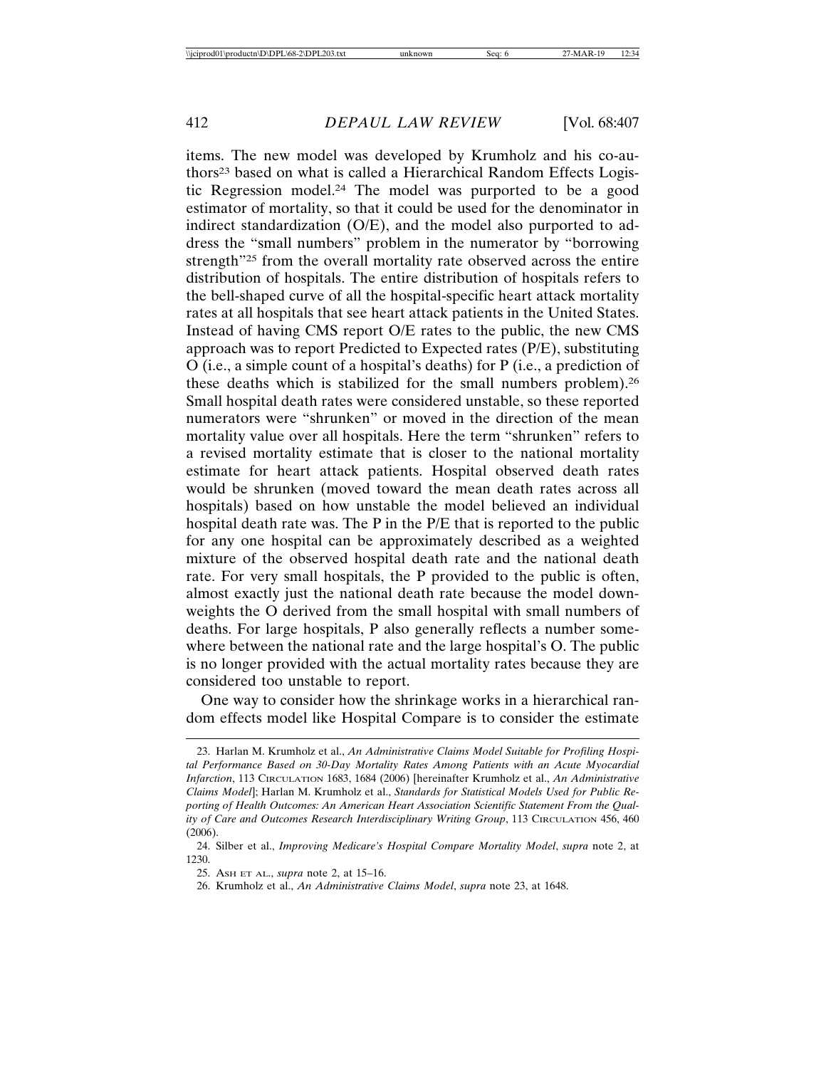items. The new model was developed by Krumholz and his co-authors[23] based on what is called a Hierarchical Random Effects Logistic Regression model.[24] The model was purported to be a good estimator of mortality, so that it could be used for the denominator in indirect standardization (O/E), and the model also purported to address the "small numbers" problem in the numerator by "borrowing strength"[25] from the overall mortality rate observed across the entire distribution of hospitals. The entire distribution of hospitals refers to the bell-shaped curve of all the hospital-specific heart attack mortality rates at all hospitals that see heart attack patients in the United States. Instead of having CMS report O/E rates to the public, the new CMS approach was to report Predicted to Expected rates (P/E), substituting O (i.e., a simple count of a hospital's deaths) for P (i.e., a prediction of these deaths which is stabilized for the small numbers problem).[26] Small hospital death rates were considered unstable, so these reported numerators were "shrunken" or moved in the direction of the mean mortality value over all hospitals. Here the term "shrunken" refers to a revised mortality estimate that is closer to the national mortality estimate for heart attack patients. Hospital observed death rates would be shrunken (moved toward the mean death rates across all hospitals) based on how unstable the model believed an individual hospital death rate was. The P in the P/E that is reported to the public for any one hospital can be approximately described as a weighted mixture of the observed hospital death rate and the national death rate. For very small hospitals, the P provided to the public is often, almost exactly just the national death rate because the model down-weights the O derived from the small hospital with small numbers of deaths. For large hospitals, P also generally reflects a number somewhere between the national rate and the large hospital's O. The public is no longer provided with the actual mortality rates because they are considered too unstable to report.

One way to consider how the shrinkage works in a hierarchical random effects model like Hospital Compare is to consider the estimate

---

23. Harlan M. Krumholz et al., *An Administrative Claims Model Suitable for Profiling Hospital Performance Based on 30-Day Mortality Rates Among Patients with an Acute Myocardial Infarction*, 113 Circulation 1683, 1684 (2006) [hereinafter Krumholz et al., *An Administrative Claims Model*]; Harlan M. Krumholz et al., *Standards for Statistical Models Used for Public Reporting of Health Outcomes: An American Heart Association Scientific Statement From the Quality of Care and Outcomes Research Interdisciplinary Writing Group*, 113 Circulation 456, 460 (2006).

24. Silber et al., *Improving Medicare's Hospital Compare Mortality Model*, *supra* note 2, at 1230.

25. Ash et al., *supra* note 2, at 15–16.

26. Krumholz et al., *An Administrative Claims Model*, *supra* note 23, at 1648.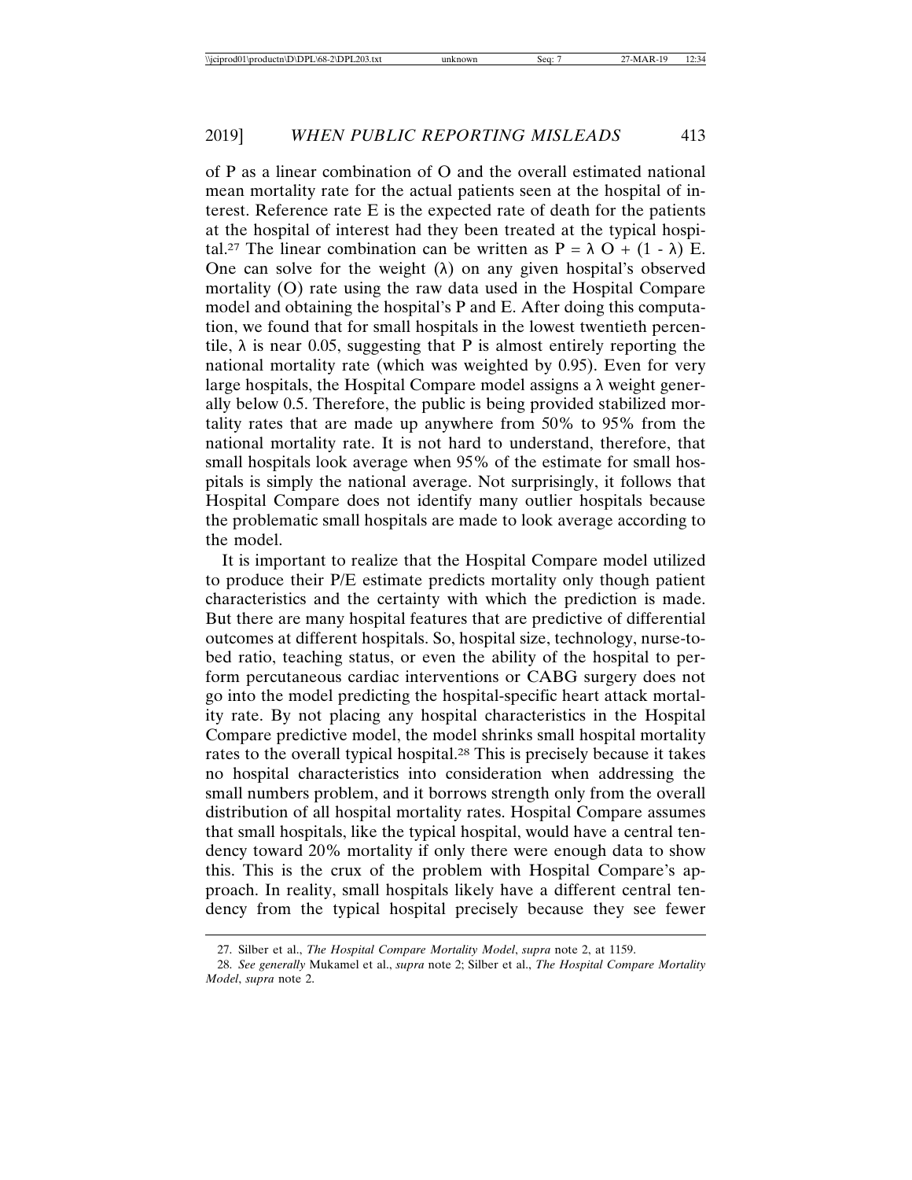of P as a linear combination of O and the overall estimated national mean mortality rate for the actual patients seen at the hospital of interest. Reference rate E is the expected rate of death for the patients at the hospital of interest had they been treated at the typical hospital.[27] The linear combination can be written as $P = \lambda O + (1 - \lambda) E$. One can solve for the weight ($\lambda$) on any given hospital's observed mortality (O) rate using the raw data used in the Hospital Compare model and obtaining the hospital's P and E. After doing this computation, we found that for small hospitals in the lowest twentieth percentile, $\lambda$ is near 0.05, suggesting that P is almost entirely reporting the national mortality rate (which was weighted by 0.95). Even for very large hospitals, the Hospital Compare model assigns a $\lambda$ weight generally below 0.5. Therefore, the public is being provided stabilized mortality rates that are made up anywhere from 50% to 95% from the national mortality rate. It is not hard to understand, therefore, that small hospitals look average when 95% of the estimate for small hospitals is simply the national average. Not surprisingly, it follows that Hospital Compare does not identify many outlier hospitals because the problematic small hospitals are made to look average according to the model.

It is important to realize that the Hospital Compare model utilized to produce their P/E estimate predicts mortality only though patient characteristics and the certainty with which the prediction is made. But there are many hospital features that are predictive of differential outcomes at different hospitals. So, hospital size, technology, nurse-to-bed ratio, teaching status, or even the ability of the hospital to perform percutaneous cardiac interventions or CABG surgery does not go into the model predicting the hospital-specific heart attack mortality rate. By not placing any hospital characteristics in the Hospital Compare predictive model, the model shrinks small hospital mortality rates to the overall typical hospital.[28] This is precisely because it takes no hospital characteristics into consideration when addressing the small numbers problem, and it borrows strength only from the overall distribution of all hospital mortality rates. Hospital Compare assumes that small hospitals, like the typical hospital, would have a central tendency toward 20% mortality if only there were enough data to show this. This is the crux of the problem with Hospital Compare's approach. In reality, small hospitals likely have a different central tendency from the typical hospital precisely because they see fewer

27. Silber et al., *The Hospital Compare Mortality Model*, *supra* note 2, at 1159.

28. *See generally* Mukamel et al., *supra* note 2; Silber et al., *The Hospital Compare Mortality Model*, *supra* note 2.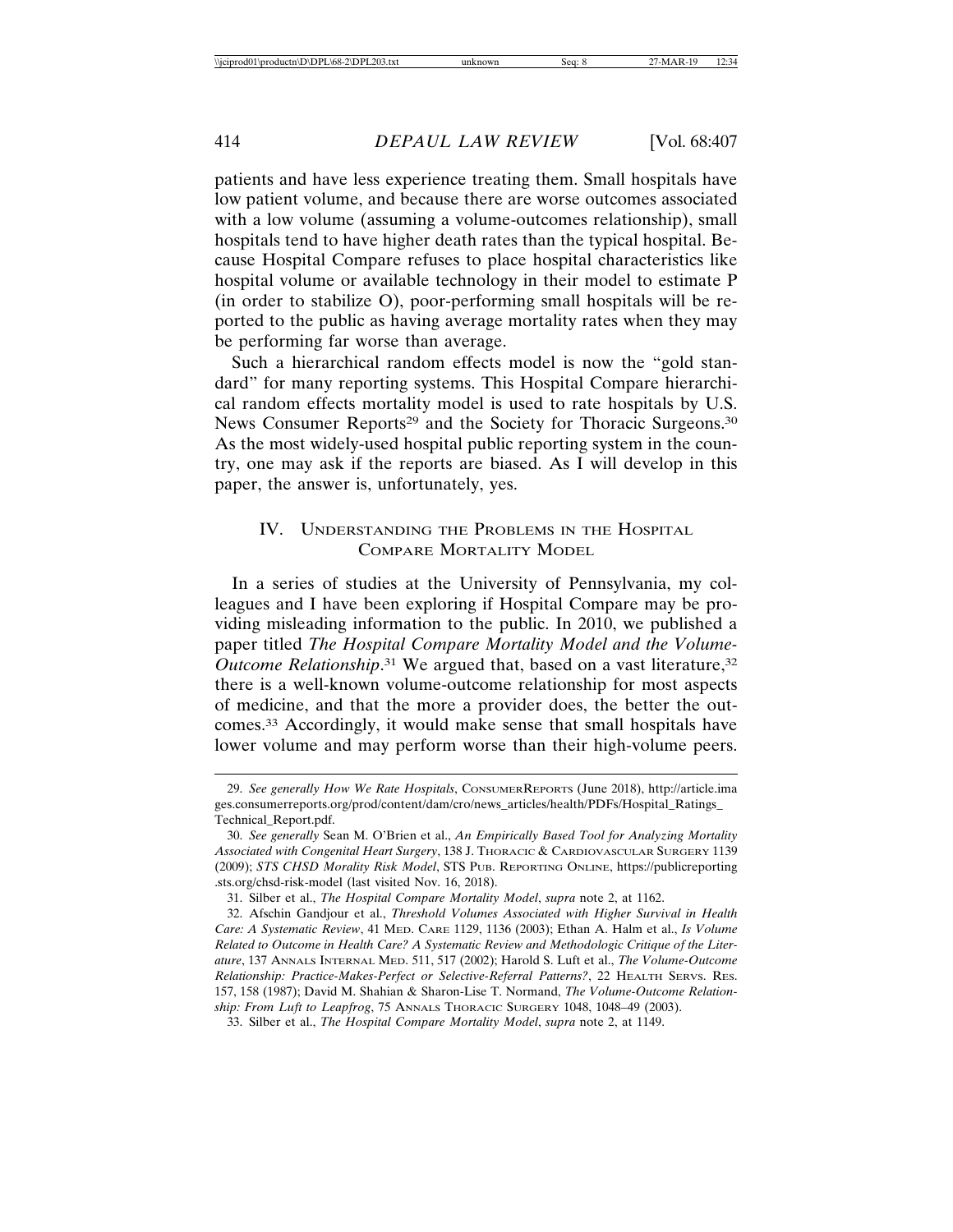patients and have less experience treating them. Small hospitals have low patient volume, and because there are worse outcomes associated with a low volume (assuming a volume-outcomes relationship), small hospitals tend to have higher death rates than the typical hospital. Because Hospital Compare refuses to place hospital characteristics like hospital volume or available technology in their model to estimate P (in order to stabilize O), poor-performing small hospitals will be reported to the public as having average mortality rates when they may be performing far worse than average.

Such a hierarchical random effects model is now the "gold standard" for many reporting systems. This Hospital Compare hierarchical random effects mortality model is used to rate hospitals by U.S. News Consumer Reports[29] and the Society for Thoracic Surgeons.[30] As the most widely-used hospital public reporting system in the country, one may ask if the reports are biased. As I will develop in this paper, the answer is, unfortunately, yes.

## IV. Understanding the Problems in the Hospital Compare Mortality Model

In a series of studies at the University of Pennsylvania, my colleagues and I have been exploring if Hospital Compare may be providing misleading information to the public. In 2010, we published a paper titled *The Hospital Compare Mortality Model and the Volume-Outcome Relationship*.[31] We argued that, based on a vast literature,[32] there is a well-known volume-outcome relationship for most aspects of medicine, and that the more a provider does, the better the outcomes.[33] Accordingly, it would make sense that small hospitals have lower volume and may perform worse than their high-volume peers.

---

29. *See generally How We Rate Hospitals*, ConsumerReports (June 2018), http://article.images.consumerreports.org/prod/content/dam/cro/news_articles/health/PDFs/Hospital_Ratings_Technical_Report.pdf.

30. *See generally* Sean M. O'Brien et al., *An Empirically Based Tool for Analyzing Mortality Associated with Congenital Heart Surgery*, 138 J. Thoracic & Cardiovascular Surgery 1139 (2009); *STS CHSD Morality Risk Model*, STS Pub. Reporting Online, https://publicreporting.sts.org/chsd-risk-model (last visited Nov. 16, 2018).

31. Silber et al., *The Hospital Compare Mortality Model*, *supra* note 2, at 1162.

32. Afschin Gandjour et al., *Threshold Volumes Associated with Higher Survival in Health Care: A Systematic Review*, 41 Med. Care 1129, 1136 (2003); Ethan A. Halm et al., *Is Volume Related to Outcome in Health Care? A Systematic Review and Methodologic Critique of the Literature*, 137 Annals Internal Med. 511, 517 (2002); Harold S. Luft et al., *The Volume-Outcome Relationship: Practice-Makes-Perfect or Selective-Referral Patterns?*, 22 Health Servs. Res. 157, 158 (1987); David M. Shahian & Sharon-Lise T. Normand, *The Volume-Outcome Relationship: From Luft to Leapfrog*, 75 Annals Thoracic Surgery 1048, 1048–49 (2003).

33. Silber et al., *The Hospital Compare Mortality Model*, *supra* note 2, at 1149.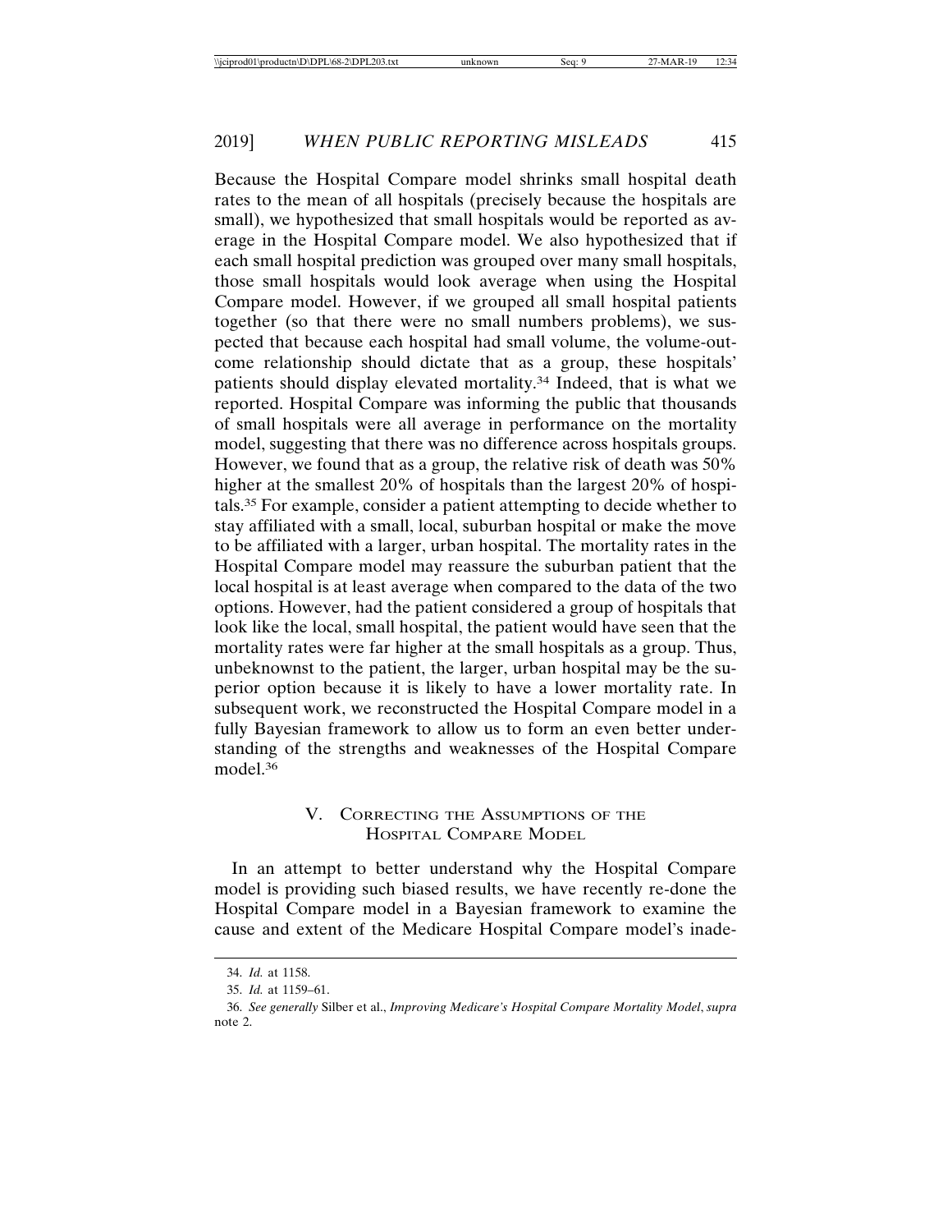Because the Hospital Compare model shrinks small hospital death rates to the mean of all hospitals (precisely because the hospitals are small), we hypothesized that small hospitals would be reported as average in the Hospital Compare model. We also hypothesized that if each small hospital prediction was grouped over many small hospitals, those small hospitals would look average when using the Hospital Compare model. However, if we grouped all small hospital patients together (so that there were no small numbers problems), we suspected that because each hospital had small volume, the volume-outcome relationship should dictate that as a group, these hospitals' patients should display elevated mortality.[34] Indeed, that is what we reported. Hospital Compare was informing the public that thousands of small hospitals were all average in performance on the mortality model, suggesting that there was no difference across hospitals groups. However, we found that as a group, the relative risk of death was 50% higher at the smallest 20% of hospitals than the largest 20% of hospitals.[35] For example, consider a patient attempting to decide whether to stay affiliated with a small, local, suburban hospital or make the move to be affiliated with a larger, urban hospital. The mortality rates in the Hospital Compare model may reassure the suburban patient that the local hospital is at least average when compared to the data of the two options. However, had the patient considered a group of hospitals that look like the local, small hospital, the patient would have seen that the mortality rates were far higher at the small hospitals as a group. Thus, unbeknownst to the patient, the larger, urban hospital may be the superior option because it is likely to have a lower mortality rate. In subsequent work, we reconstructed the Hospital Compare model in a fully Bayesian framework to allow us to form an even better understanding of the strengths and weaknesses of the Hospital Compare model.[36]

## V. Correcting the Assumptions of the Hospital Compare Model

In an attempt to better understand why the Hospital Compare model is providing such biased results, we have recently re-done the Hospital Compare model in a Bayesian framework to examine the cause and extent of the Medicare Hospital Compare model's inade-

---

34. *Id.* at 1158.

35. *Id.* at 1159–61.

36. *See generally* Silber et al., *Improving Medicare's Hospital Compare Mortality Model*, *supra* note 2.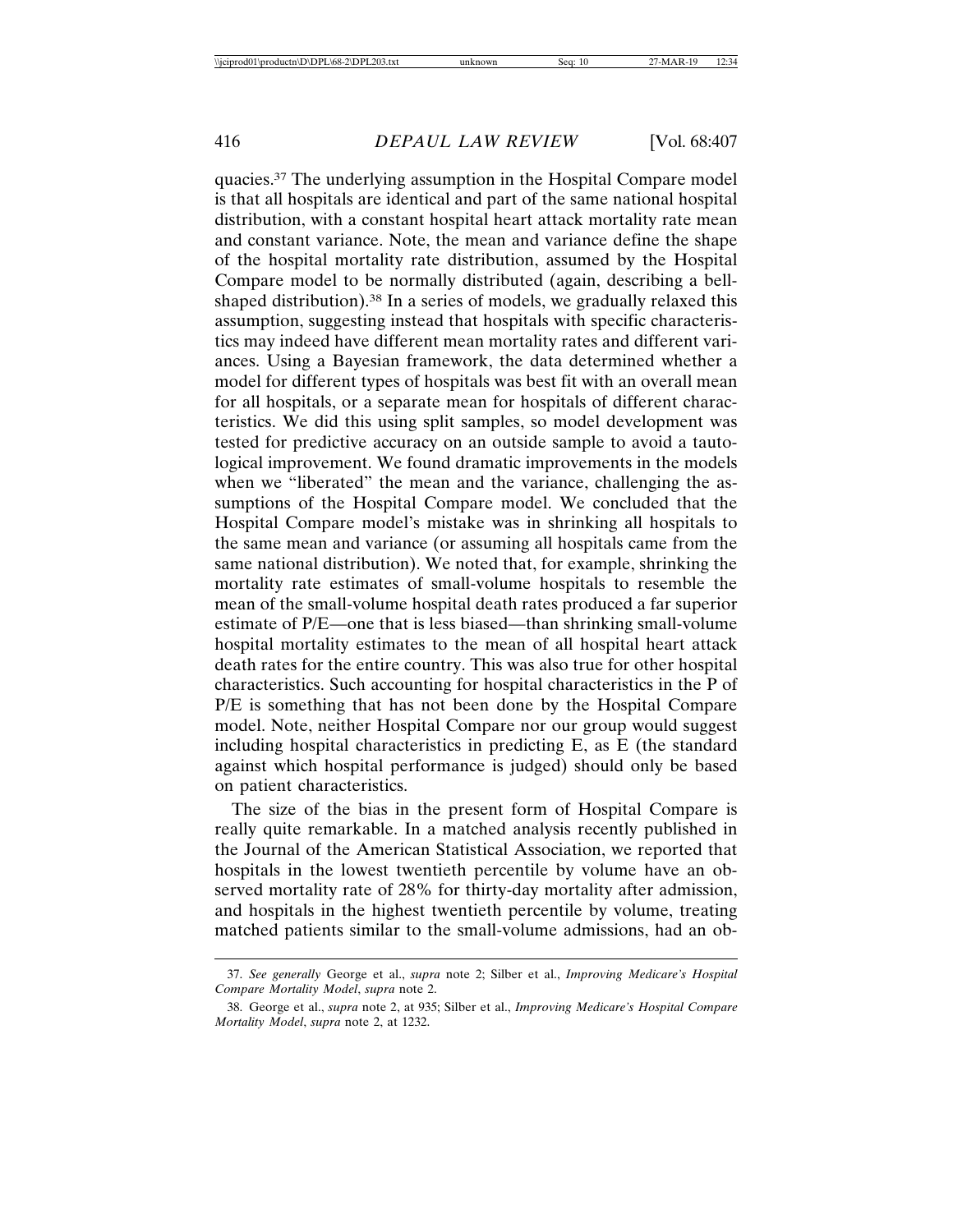quacies.[37] The underlying assumption in the Hospital Compare model is that all hospitals are identical and part of the same national hospital distribution, with a constant hospital heart attack mortality rate mean and constant variance. Note, the mean and variance define the shape of the hospital mortality rate distribution, assumed by the Hospital Compare model to be normally distributed (again, describing a bell-shaped distribution).[38] In a series of models, we gradually relaxed this assumption, suggesting instead that hospitals with specific characteristics may indeed have different mean mortality rates and different variances. Using a Bayesian framework, the data determined whether a model for different types of hospitals was best fit with an overall mean for all hospitals, or a separate mean for hospitals of different characteristics. We did this using split samples, so model development was tested for predictive accuracy on an outside sample to avoid a tautological improvement. We found dramatic improvements in the models when we "liberated" the mean and the variance, challenging the assumptions of the Hospital Compare model. We concluded that the Hospital Compare model's mistake was in shrinking all hospitals to the same mean and variance (or assuming all hospitals came from the same national distribution). We noted that, for example, shrinking the mortality rate estimates of small-volume hospitals to resemble the mean of the small-volume hospital death rates produced a far superior estimate of P/E—one that is less biased—than shrinking small-volume hospital mortality estimates to the mean of all hospital heart attack death rates for the entire country. This was also true for other hospital characteristics. Such accounting for hospital characteristics in the P of P/E is something that has not been done by the Hospital Compare model. Note, neither Hospital Compare nor our group would suggest including hospital characteristics in predicting E, as E (the standard against which hospital performance is judged) should only be based on patient characteristics.

The size of the bias in the present form of Hospital Compare is really quite remarkable. In a matched analysis recently published in the Journal of the American Statistical Association, we reported that hospitals in the lowest twentieth percentile by volume have an observed mortality rate of 28% for thirty-day mortality after admission, and hospitals in the highest twentieth percentile by volume, treating matched patients similar to the small-volume admissions, had an ob-

---

37. *See generally* George et al., *supra* note 2; Silber et al., *Improving Medicare's Hospital Compare Mortality Model*, *supra* note 2.

38. George et al., *supra* note 2, at 935; Silber et al., *Improving Medicare's Hospital Compare Mortality Model*, *supra* note 2, at 1232.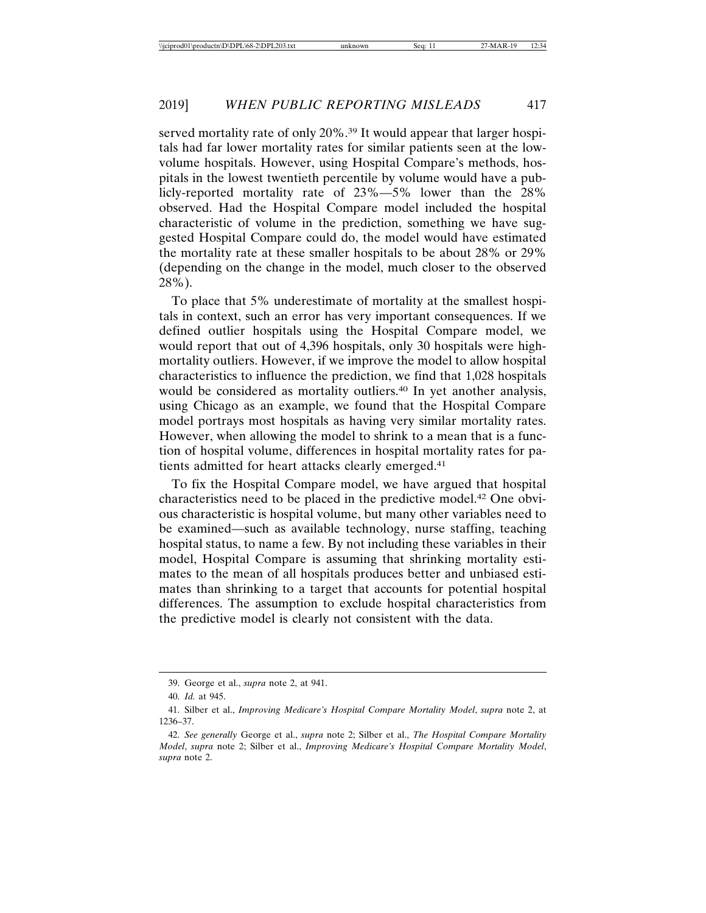served mortality rate of only 20%.[39] It would appear that larger hospitals had far lower mortality rates for similar patients seen at the low-volume hospitals. However, using Hospital Compare's methods, hospitals in the lowest twentieth percentile by volume would have a publicly-reported mortality rate of 23%—5% lower than the 28% observed. Had the Hospital Compare model included the hospital characteristic of volume in the prediction, something we have suggested Hospital Compare could do, the model would have estimated the mortality rate at these smaller hospitals to be about 28% or 29% (depending on the change in the model, much closer to the observed 28%).

To place that 5% underestimate of mortality at the smallest hospitals in context, such an error has very important consequences. If we defined outlier hospitals using the Hospital Compare model, we would report that out of 4,396 hospitals, only 30 hospitals were high-mortality outliers. However, if we improve the model to allow hospital characteristics to influence the prediction, we find that 1,028 hospitals would be considered as mortality outliers.[40] In yet another analysis, using Chicago as an example, we found that the Hospital Compare model portrays most hospitals as having very similar mortality rates. However, when allowing the model to shrink to a mean that is a function of hospital volume, differences in hospital mortality rates for patients admitted for heart attacks clearly emerged.[41]

To fix the Hospital Compare model, we have argued that hospital characteristics need to be placed in the predictive model.[42] One obvious characteristic is hospital volume, but many other variables need to be examined—such as available technology, nurse staffing, teaching hospital status, to name a few. By not including these variables in their model, Hospital Compare is assuming that shrinking mortality estimates to the mean of all hospitals produces better and unbiased estimates than shrinking to a target that accounts for potential hospital differences. The assumption to exclude hospital characteristics from the predictive model is clearly not consistent with the data.

---

39. George et al., *supra* note 2, at 941.

40. *Id.* at 945.

41. Silber et al., *Improving Medicare's Hospital Compare Mortality Model*, *supra* note 2, at 1236–37.

42. *See generally* George et al., *supra* note 2; Silber et al., *The Hospital Compare Mortality Model*, *supra* note 2; Silber et al., *Improving Medicare's Hospital Compare Mortality Model*, *supra* note 2.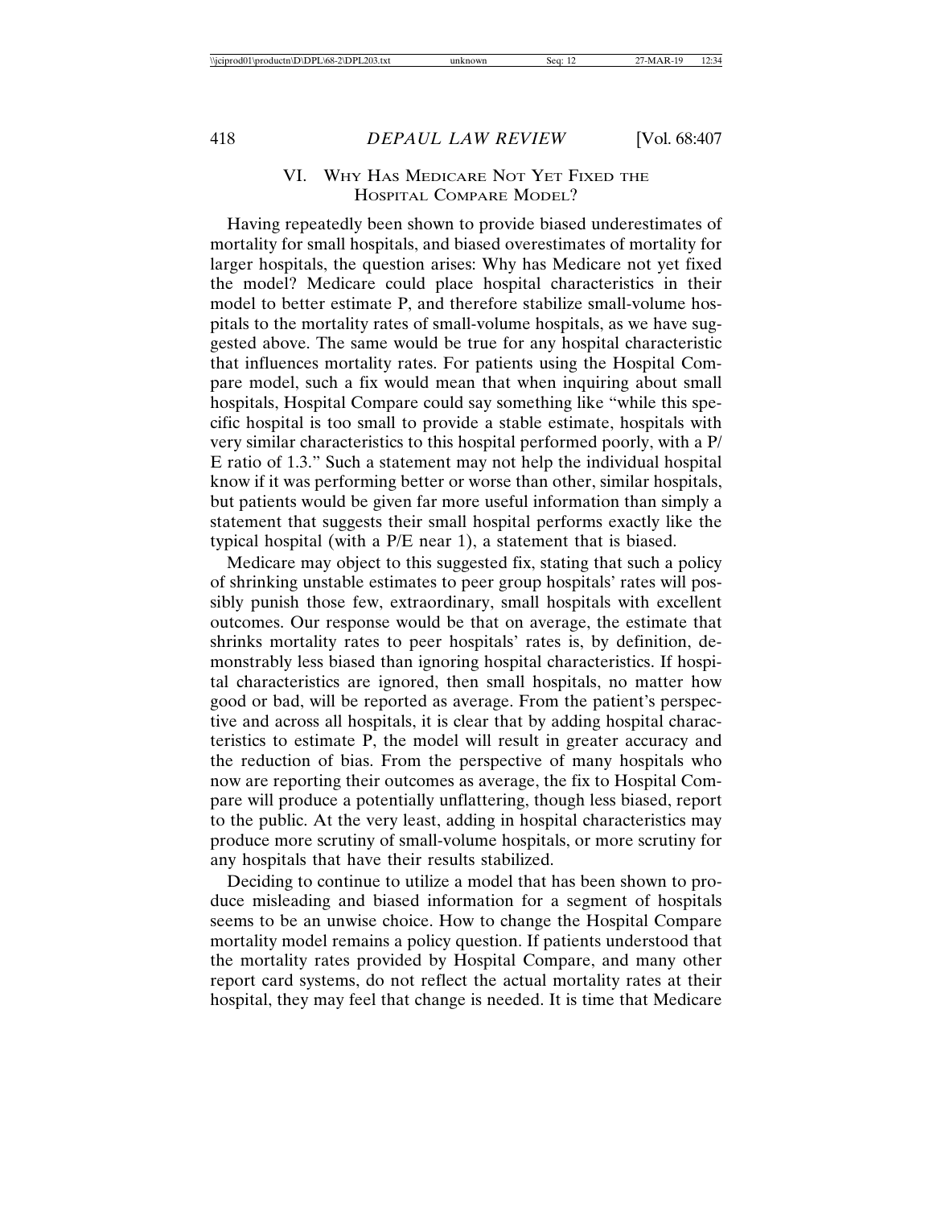## VI. Why Has Medicare Not Yet Fixed the Hospital Compare Model?

Having repeatedly been shown to provide biased underestimates of mortality for small hospitals, and biased overestimates of mortality for larger hospitals, the question arises: Why has Medicare not yet fixed the model? Medicare could place hospital characteristics in their model to better estimate P, and therefore stabilize small-volume hospitals to the mortality rates of small-volume hospitals, as we have suggested above. The same would be true for any hospital characteristic that influences mortality rates. For patients using the Hospital Compare model, such a fix would mean that when inquiring about small hospitals, Hospital Compare could say something like "while this specific hospital is too small to provide a stable estimate, hospitals with very similar characteristics to this hospital performed poorly, with a P/E ratio of 1.3." Such a statement may not help the individual hospital know if it was performing better or worse than other, similar hospitals, but patients would be given far more useful information than simply a statement that suggests their small hospital performs exactly like the typical hospital (with a P/E near 1), a statement that is biased.

Medicare may object to this suggested fix, stating that such a policy of shrinking unstable estimates to peer group hospitals' rates will possibly punish those few, extraordinary, small hospitals with excellent outcomes. Our response would be that on average, the estimate that shrinks mortality rates to peer hospitals' rates is, by definition, demonstrably less biased than ignoring hospital characteristics. If hospital characteristics are ignored, then small hospitals, no matter how good or bad, will be reported as average. From the patient's perspective and across all hospitals, it is clear that by adding hospital characteristics to estimate P, the model will result in greater accuracy and the reduction of bias. From the perspective of many hospitals who now are reporting their outcomes as average, the fix to Hospital Compare will produce a potentially unflattering, though less biased, report to the public. At the very least, adding in hospital characteristics may produce more scrutiny of small-volume hospitals, or more scrutiny for any hospitals that have their results stabilized.

Deciding to continue to utilize a model that has been shown to produce misleading and biased information for a segment of hospitals seems to be an unwise choice. How to change the Hospital Compare mortality model remains a policy question. If patients understood that the mortality rates provided by Hospital Compare, and many other report card systems, do not reflect the actual mortality rates at their hospital, they may feel that change is needed. It is time that Medicare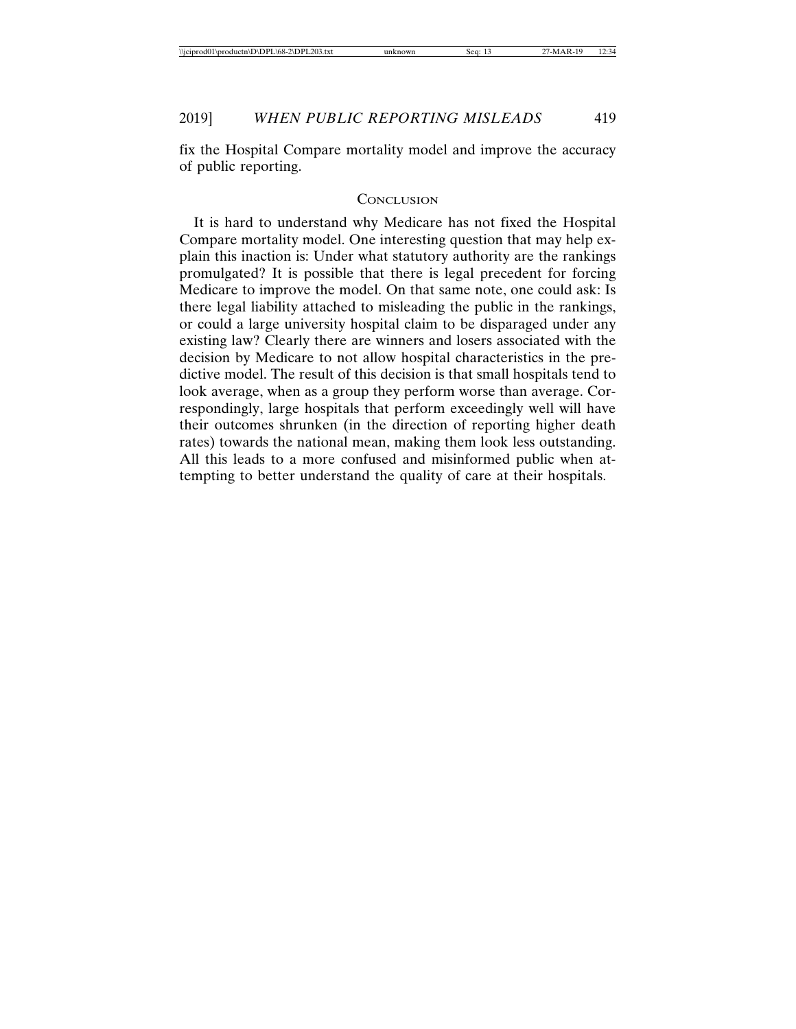fix the Hospital Compare mortality model and improve the accuracy of public reporting.

## Conclusion

It is hard to understand why Medicare has not fixed the Hospital Compare mortality model. One interesting question that may help explain this inaction is: Under what statutory authority are the rankings promulgated? It is possible that there is legal precedent for forcing Medicare to improve the model. On that same note, one could ask: Is there legal liability attached to misleading the public in the rankings, or could a large university hospital claim to be disparaged under any existing law? Clearly there are winners and losers associated with the decision by Medicare to not allow hospital characteristics in the predictive model. The result of this decision is that small hospitals tend to look average, when as a group they perform worse than average. Correspondingly, large hospitals that perform exceedingly well will have their outcomes shrunken (in the direction of reporting higher death rates) towards the national mean, making them look less outstanding. All this leads to a more confused and misinformed public when attempting to better understand the quality of care at their hospitals.